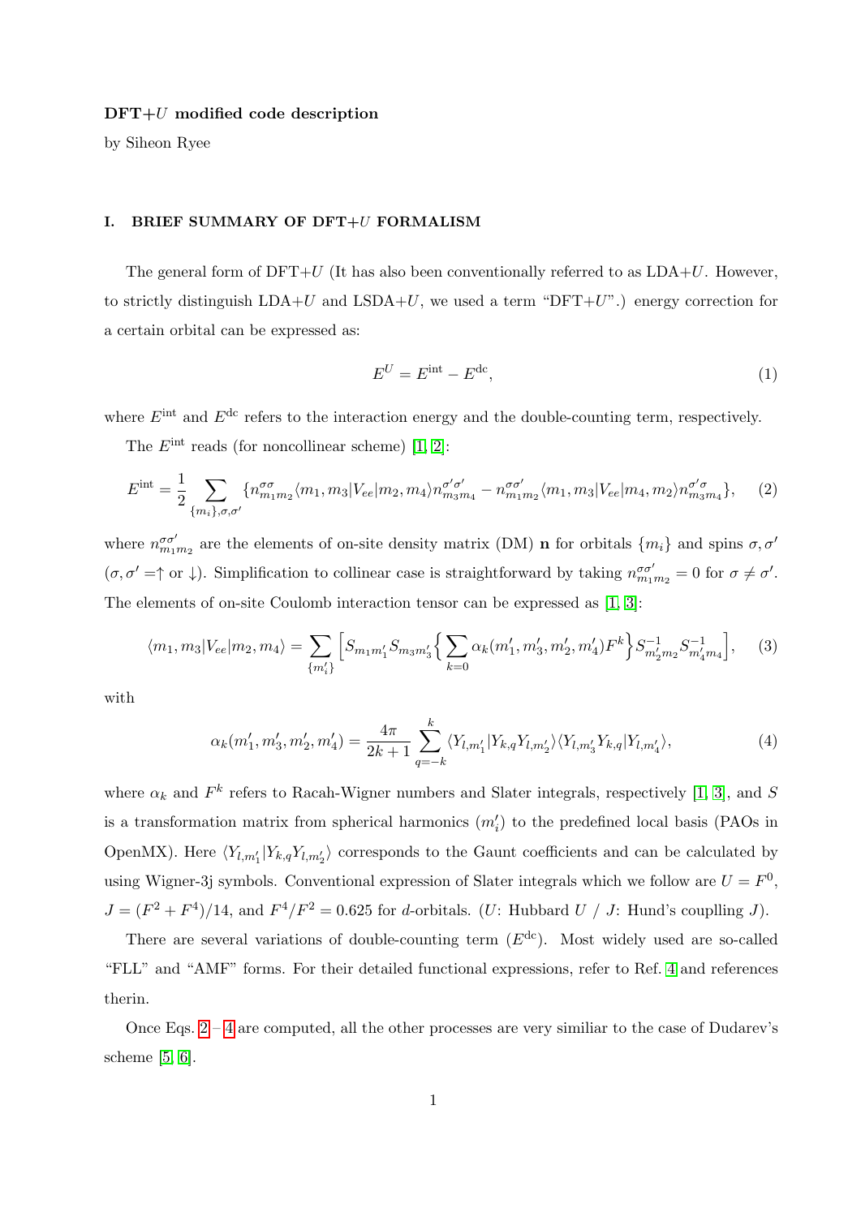**DFT+$U$ modified code description**

by Siheon Ryee

## I. BRIEF SUMMARY OF DFT+$U$ FORMALISM

The general form of DFT+$U$ (It has also been conventionally referred to as LDA+$U$. However, to strictly distinguish LDA+$U$ and LSDA+$U$, we used a term "DFT+$U$".) energy correction for a certain orbital can be expressed as:

$$E^{U} = E^{\text{int}} - E^{\text{dc}}, \tag{1}$$

where $E^{\text{int}}$ and $E^{\text{dc}}$ refers to the interaction energy and the double-counting term, respectively.

The $E^{\text{int}}$ reads (for noncollinear scheme) [1, 2]:

$$E^{\text{int}} = \frac{1}{2}\sum_{\{m_i\},\sigma,\sigma'} \{n^{\sigma\sigma}_{m_1m_2}\langle m_1, m_3|V_{ee}|m_2, m_4\rangle n^{\sigma'\sigma'}_{m_3m_4} - n^{\sigma\sigma'}_{m_1m_2}\langle m_1, m_3|V_{ee}|m_4, m_2\rangle n^{\sigma'\sigma}_{m_3m_4}\}, \tag{2}$$

where $n^{\sigma\sigma'}_{m_1m_2}$ are the elements of on-site density matrix (DM) $\mathbf{n}$ for orbitals $\{m_i\}$ and spins $\sigma, \sigma'$ ($\sigma, \sigma' = \uparrow$ or $\downarrow$). Simplification to collinear case is straightforward by taking $n^{\sigma\sigma'}_{m_1m_2} = 0$ for $\sigma \neq \sigma'$. The elements of on-site Coulomb interaction tensor can be expressed as [1, 3]:

$$\langle m_1, m_3|V_{ee}|m_2, m_4\rangle = \sum_{\{m'_i\}} \Big[ S_{m_1m'_1}S_{m_3m'_3}\Big\{\sum_{k=0}\alpha_k(m'_1, m'_3, m'_2, m'_4)F^k\Big\}S^{-1}_{m'_2m_2}S^{-1}_{m'_4m_4}\Big], \tag{3}$$

with

$$\alpha_k(m'_1, m'_3, m'_2, m'_4) = \frac{4\pi}{2k+1}\sum_{q=-k}^{k}\langle Y_{l,m'_1}|Y_{k,q}Y_{l,m'_2}\rangle\langle Y_{l,m'_3}Y_{k,q}|Y_{l,m'_4}\rangle, \tag{4}$$

where $\alpha_k$ and $F^k$ refers to Racah-Wigner numbers and Slater integrals, respectively [1, 3], and $S$ is a transformation matrix from spherical harmonics ($m'_i$) to the predefined local basis (PAOs in OpenMX). Here $\langle Y_{l,m'_1}|Y_{k,q}Y_{l,m'_2}\rangle$ corresponds to the Gaunt coefficients and can be calculated by using Wigner-3j symbols. Conventional expression of Slater integrals which we follow are $U = F^0$, $J = (F^2 + F^4)/14$, and $F^4/F^2 = 0.625$ for $d$-orbitals. ($U$: Hubbard $U$ / $J$: Hund's couplling $J$).

There are several variations of double-counting term ($E^{\text{dc}}$). Most widely used are so-called "FLL" and "AMF" forms. For their detailed functional expressions, refer to Ref. 4 and references therin.

Once Eqs. 2 – 4 are computed, all the other processes are very similiar to the case of Dudarev's scheme [5, 6].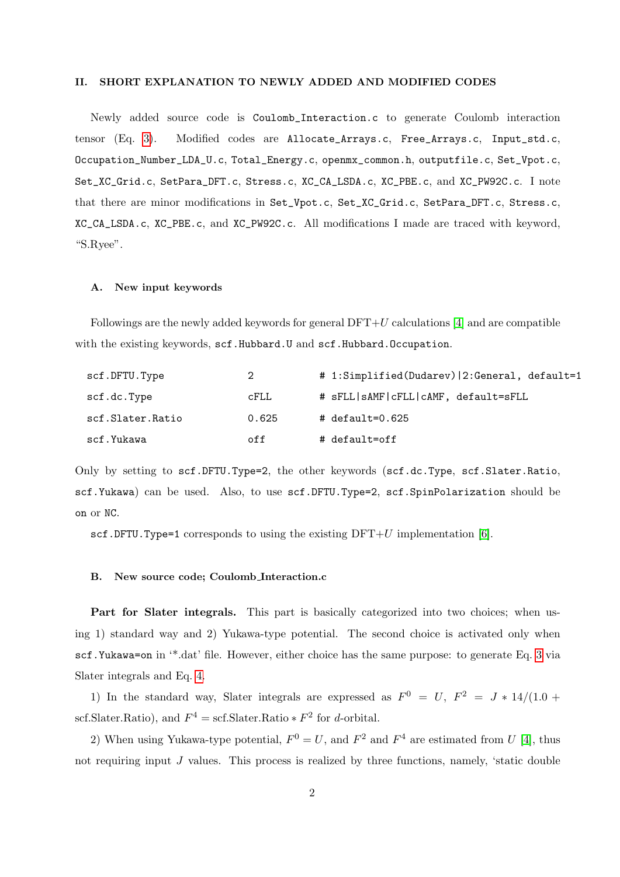## II. SHORT EXPLANATION TO NEWLY ADDED AND MODIFIED CODES

Newly added source code is `Coulomb_Interaction.c` to generate Coulomb interaction tensor (Eq. 3). Modified codes are `Allocate_Arrays.c`, `Free_Arrays.c`, `Input_std.c`, `Occupation_Number_LDA_U.c`, `Total_Energy.c`, `openmx_common.h`, `outputfile.c`, `Set_Vpot.c`, `Set_XC_Grid.c`, `SetPara_DFT.c`, `Stress.c`, `XC_CA_LSDA.c`, `XC_PBE.c`, and `XC_PW92C.c`. I note that there are minor modifications in `Set_Vpot.c`, `Set_XC_Grid.c`, `SetPara_DFT.c`, `Stress.c`, `XC_CA_LSDA.c`, `XC_PBE.c`, and `XC_PW92C.c`. All modifications I made are traced with keyword, "S.Ryee".

### A. New input keywords

Followings are the newly added keywords for general DFT+$U$ calculations [4] and are compatible with the existing keywords, `scf.Hubbard.U` and `scf.Hubbard.Occupation`.

```
scf.DFTU.Type          2          # 1:Simplified(Dudarev)|2:General, default=1
scf.dc.Type            cFLL       # sFLL|sAMF|cFLL|cAMF, default=sFLL
scf.Slater.Ratio       0.625      # default=0.625
scf.Yukawa             off        # default=off
```

Only by setting to `scf.DFTU.Type=2`, the other keywords (`scf.dc.Type`, `scf.Slater.Ratio`, `scf.Yukawa`) can be used. Also, to use `scf.DFTU.Type=2`, `scf.SpinPolarization` should be `on` or `NC`.

`scf.DFTU.Type=1` corresponds to using the existing DFT+$U$ implementation [6].

### B. New source code; Coulomb_Interaction.c

**Part for Slater integrals.** This part is basically categorized into two choices; when using 1) standard way and 2) Yukawa-type potential. The second choice is activated only when `scf.Yukawa=on` in '*.dat' file. However, either choice has the same purpose: to generate Eq. 3 via Slater integrals and Eq. 4.

1) In the standard way, Slater integrals are expressed as $F^0 = U$, $F^2 = J * 14/(1.0 + \text{scf.Slater.Ratio})$, and $F^4 = \text{scf.Slater.Ratio} * F^2$ for $d$-orbital.

2) When using Yukawa-type potential, $F^0 = U$, and $F^2$ and $F^4$ are estimated from $U$ [4], thus not requiring input $J$ values. This process is realized by three functions, namely, 'static double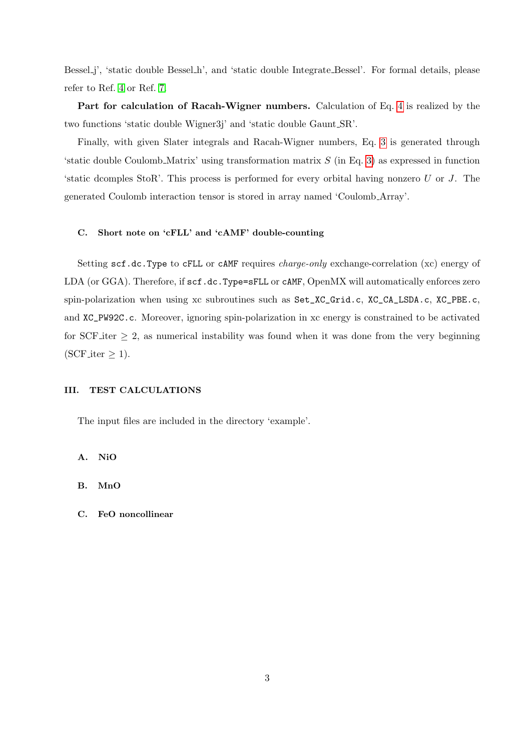Bessel_j', 'static double Bessel_h', and 'static double Integrate_Bessel'. For formal details, please refer to Ref. 4 or Ref. 7.

**Part for calculation of Racah-Wigner numbers.** Calculation of Eq. 4 is realized by the two functions 'static double Wigner3j' and 'static double Gaunt_SR'.

Finally, with given Slater integrals and Racah-Wigner numbers, Eq. 3 is generated through 'static double Coulomb_Matrix' using transformation matrix $S$ (in Eq. 3) as expressed in function 'static dcomples StoR'. This process is performed for every orbital having nonzero $U$ or $J$. The generated Coulomb interaction tensor is stored in array named 'Coulomb_Array'.

### C. Short note on 'cFLL' and 'cAMF' double-counting

Setting `scf.dc.Type` to `cFLL` or `cAMF` requires *charge-only* exchange-correlation (xc) energy of LDA (or GGA). Therefore, if `scf.dc.Type=sFLL` or `cAMF`, OpenMX will automatically enforces zero spin-polarization when using xc subroutines such as `Set_XC_Grid.c`, `XC_CA_LSDA.c`, `XC_PBE.c`, and `XC_PW92C.c`. Moreover, ignoring spin-polarization in xc energy is constrained to be activated for SCF_iter $\geq 2$, as numerical instability was found when it was done from the very beginning (SCF_iter $\geq 1$).

## III. TEST CALCULATIONS

The input files are included in the directory 'example'.

### A. NiO

### B. MnO

### C. FeO noncollinear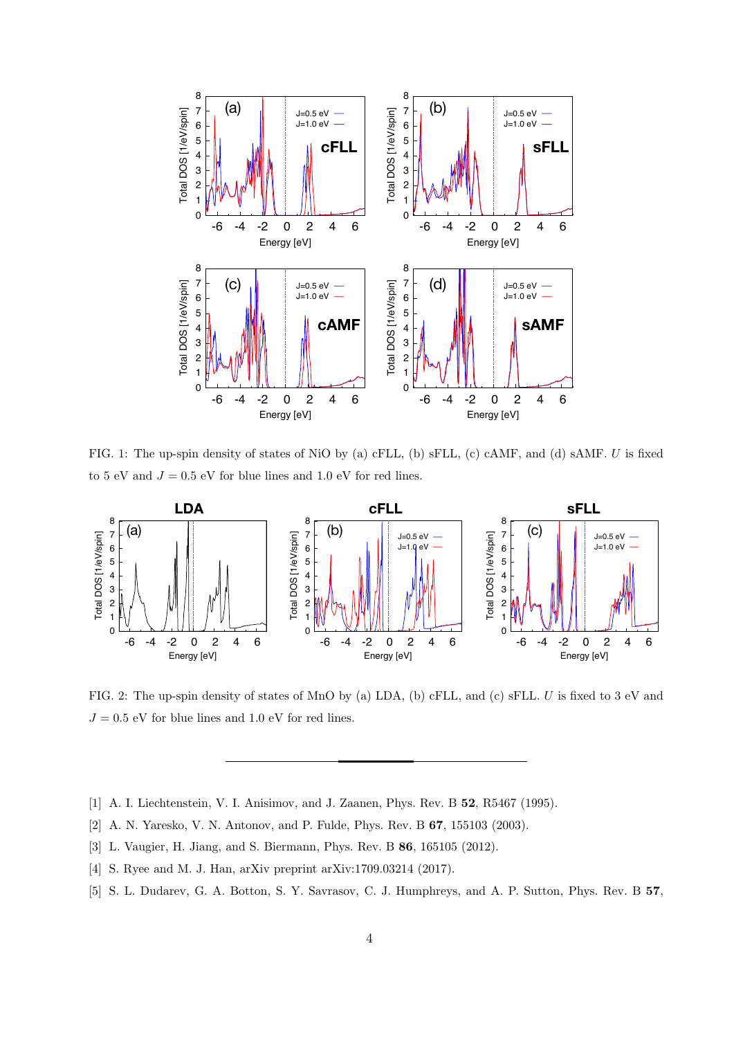FIG. 1: The up-spin density of states of NiO by (a) cFLL, (b) sFLL, (c) cAMF, and (d) sAMF. $U$ is fixed to 5 eV and $J = 0.5$ eV for blue lines and 1.0 eV for red lines.

FIG. 2: The up-spin density of states of MnO by (a) LDA, (b) cFLL, and (c) sFLL. $U$ is fixed to 3 eV and $J = 0.5$ eV for blue lines and 1.0 eV for red lines.

---

[1] A. I. Liechtenstein, V. I. Anisimov, and J. Zaanen, Phys. Rev. B **52**, R5467 (1995).

[2] A. N. Yaresko, V. N. Antonov, and P. Fulde, Phys. Rev. B **67**, 155103 (2003).

[3] L. Vaugier, H. Jiang, and S. Biermann, Phys. Rev. B **86**, 165105 (2012).

[4] S. Ryee and M. J. Han, arXiv preprint arXiv:1709.03214 (2017).

[5] S. L. Dudarev, G. A. Botton, S. Y. Savrasov, C. J. Humphreys, and A. P. Sutton, Phys. Rev. B **57**,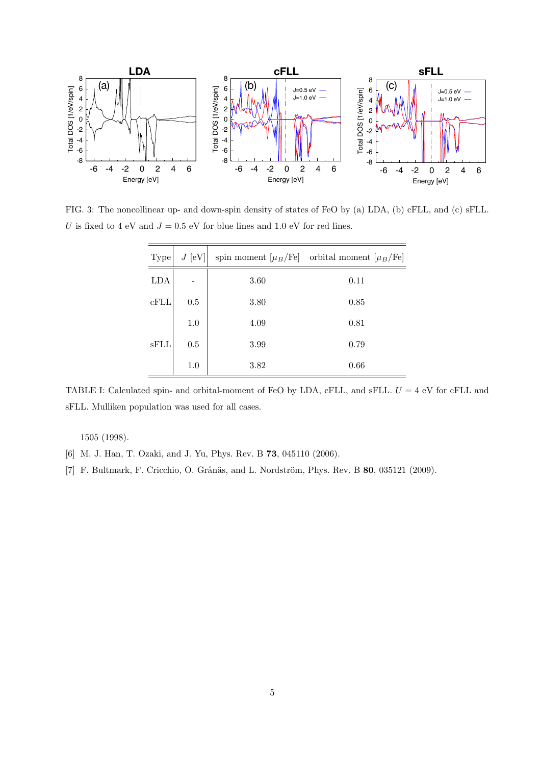LDA

(a)

Total DOS [1/eV/spin]

8
6
4
2
0
-2
-4
-6
-8

-6 -4 -2 0 2 4 6

Energy [eV]

cFLL

(b)

J=0.5 eV
J=1.0 eV

Total DOS [1/eV/spin]

8
6
4
2
0
-2
-4
-6
-8

-6 -4 -2 0 2 4 6

Energy [eV]

sFLL

(c)

J=0.5 eV
J=1.0 eV

Total DOS [1/eV/spin]

8
6
4
2
0
-2
-4
-6
-8

-6 -4 -2 0 2 4 6

Energy [eV]

FIG. 3: The noncollinear up- and down-spin density of states of FeO by (a) LDA, (b) cFLL, and (c) sFLL. $U$ is fixed to 4 eV and $J = 0.5$ eV for blue lines and 1.0 eV for red lines.

| Type | $J$ [eV] | spin moment [$\mu_B$/Fe] | orbital moment [$\mu_B$/Fe] |
|---|---|---|---|
| LDA | - | 3.60 | 0.11 |
| cFLL | 0.5 | 3.80 | 0.85 |
| | 1.0 | 4.09 | 0.81 |
| sFLL | 0.5 | 3.99 | 0.79 |
| | 1.0 | 3.82 | 0.66 |

TABLE I: Calculated spin- and orbital-moment of FeO by LDA, cFLL, and sFLL. $U = 4$ eV for cFLL and sFLL. Mulliken population was used for all cases.

1505 (1998).

[6] M. J. Han, T. Ozaki, and J. Yu, Phys. Rev. B **73**, 045110 (2006).

[7] F. Bultmark, F. Cricchio, O. Grånäs, and L. Nordström, Phys. Rev. B **80**, 035121 (2009).